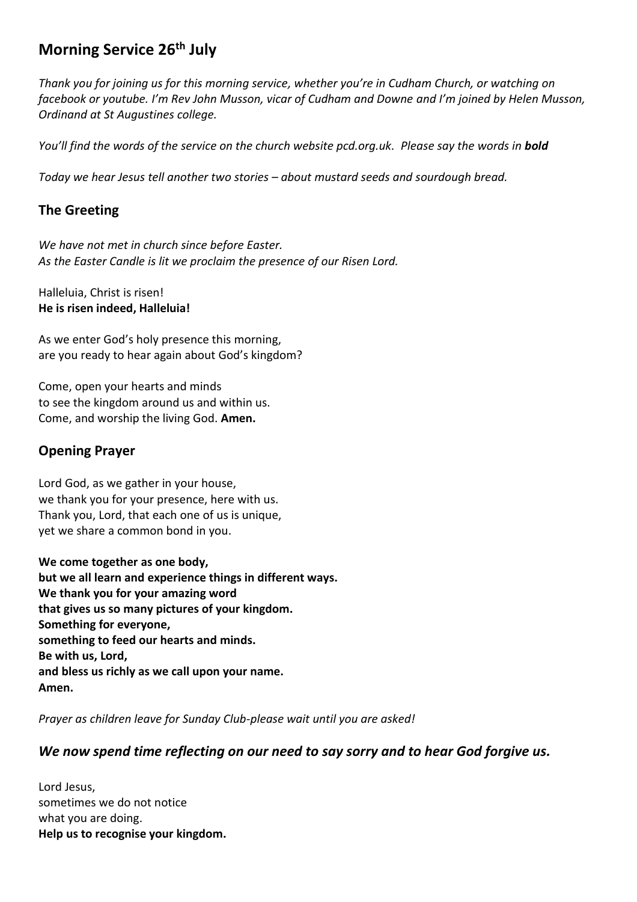# Morning Service 26th July

*Thank you for joining us for this morning service, whether you're in Cudham Church, or watching on facebook or youtube. I'm Rev John Musson, vicar of Cudham and Downe and I'm joined by Helen Musson, Ordinand at St Augustines college.*

*You'll find the words of the service on the church website pcd.org.uk. Please say the words in **bold***

*Today we hear Jesus tell another two stories – about mustard seeds and sourdough bread.*

## The Greeting

*We have not met in church since before Easter.*
*As the Easter Candle is lit we proclaim the presence of our Risen Lord.*

Halleluia, Christ is risen!
**He is risen indeed, Halleluia!**

As we enter God's holy presence this morning,
are you ready to hear again about God's kingdom?

Come, open your hearts and minds
to see the kingdom around us and within us.
Come, and worship the living God. **Amen.**

## Opening Prayer

Lord God, as we gather in your house,
we thank you for your presence, here with us.
Thank you, Lord, that each one of us is unique,
yet we share a common bond in you.

**We come together as one body,**
**but we all learn and experience things in different ways.**
**We thank you for your amazing word**
**that gives us so many pictures of your kingdom.**
**Something for everyone,**
**something to feed our hearts and minds.**
**Be with us, Lord,**
**and bless us richly as we call upon your name.**
**Amen.**

*Prayer as children leave for Sunday Club-please wait until you are asked!*

## *We now spend time reflecting on our need to say sorry and to hear God forgive us.*

Lord Jesus,
sometimes we do not notice
what you are doing.
**Help us to recognise your kingdom.**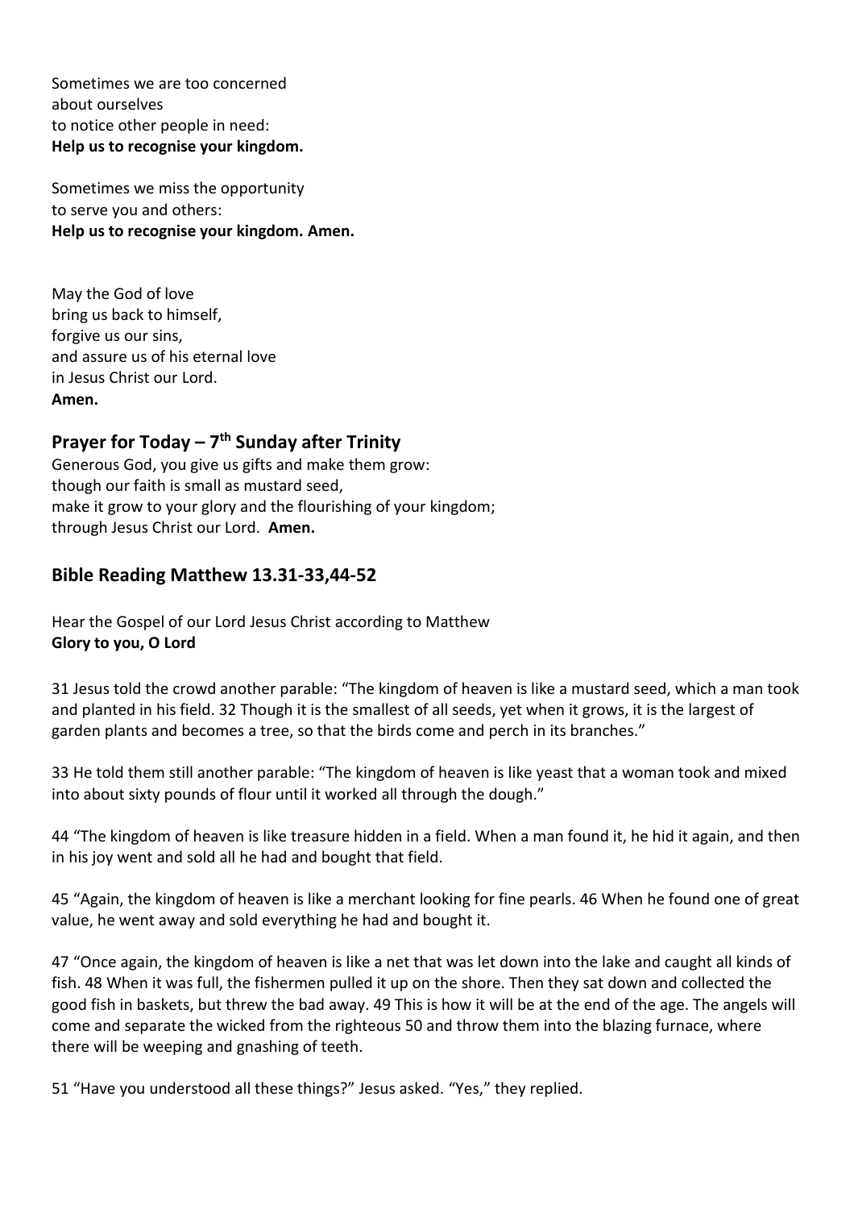Sometimes we are too concerned
about ourselves
to notice other people in need:
**Help us to recognise your kingdom.**

Sometimes we miss the opportunity
to serve you and others:
**Help us to recognise your kingdom. Amen.**

May the God of love
bring us back to himself,
forgive us our sins,
and assure us of his eternal love
in Jesus Christ our Lord.
**Amen.**

## Prayer for Today – 7th Sunday after Trinity

Generous God, you give us gifts and make them grow:
though our faith is small as mustard seed,
make it grow to your glory and the flourishing of your kingdom;
through Jesus Christ our Lord. **Amen.**

## Bible Reading Matthew 13.31-33,44-52

Hear the Gospel of our Lord Jesus Christ according to Matthew
**Glory to you, O Lord**

31 Jesus told the crowd another parable: "The kingdom of heaven is like a mustard seed, which a man took and planted in his field. 32 Though it is the smallest of all seeds, yet when it grows, it is the largest of garden plants and becomes a tree, so that the birds come and perch in its branches."

33 He told them still another parable: "The kingdom of heaven is like yeast that a woman took and mixed into about sixty pounds of flour until it worked all through the dough."

44 "The kingdom of heaven is like treasure hidden in a field. When a man found it, he hid it again, and then in his joy went and sold all he had and bought that field.

45 "Again, the kingdom of heaven is like a merchant looking for fine pearls. 46 When he found one of great value, he went away and sold everything he had and bought it.

47 "Once again, the kingdom of heaven is like a net that was let down into the lake and caught all kinds of fish. 48 When it was full, the fishermen pulled it up on the shore. Then they sat down and collected the good fish in baskets, but threw the bad away. 49 This is how it will be at the end of the age. The angels will come and separate the wicked from the righteous 50 and throw them into the blazing furnace, where there will be weeping and gnashing of teeth.

51 "Have you understood all these things?" Jesus asked. "Yes," they replied.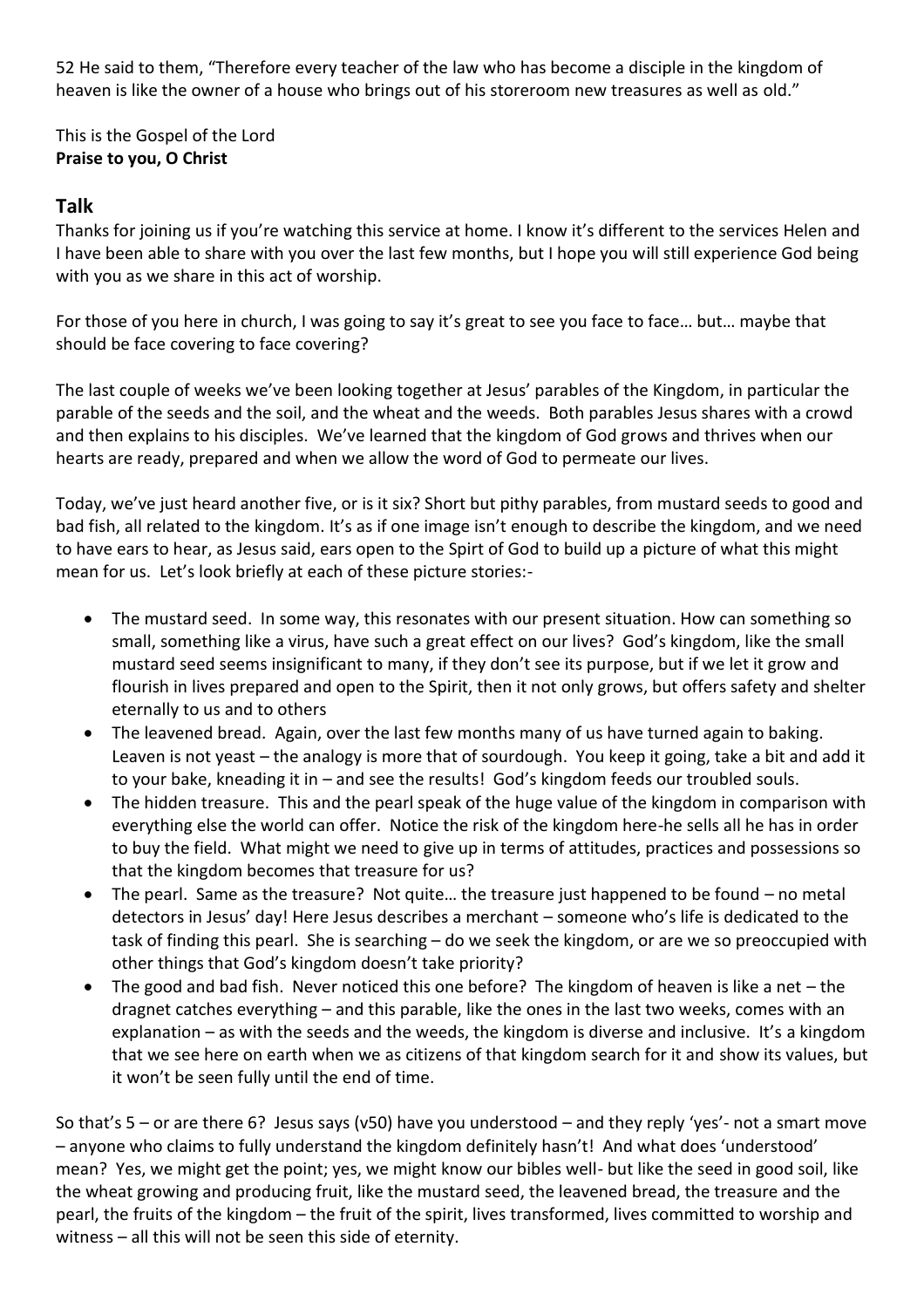52 He said to them, "Therefore every teacher of the law who has become a disciple in the kingdom of heaven is like the owner of a house who brings out of his storeroom new treasures as well as old."

This is the Gospel of the Lord
**Praise to you, O Christ**

## Talk

Thanks for joining us if you're watching this service at home. I know it's different to the services Helen and I have been able to share with you over the last few months, but I hope you will still experience God being with you as we share in this act of worship.

For those of you here in church, I was going to say it's great to see you face to face… but… maybe that should be face covering to face covering?

The last couple of weeks we've been looking together at Jesus' parables of the Kingdom, in particular the parable of the seeds and the soil, and the wheat and the weeds. Both parables Jesus shares with a crowd and then explains to his disciples. We've learned that the kingdom of God grows and thrives when our hearts are ready, prepared and when we allow the word of God to permeate our lives.

Today, we've just heard another five, or is it six? Short but pithy parables, from mustard seeds to good and bad fish, all related to the kingdom. It's as if one image isn't enough to describe the kingdom, and we need to have ears to hear, as Jesus said, ears open to the Spirt of God to build up a picture of what this might mean for us. Let's look briefly at each of these picture stories:-

- The mustard seed. In some way, this resonates with our present situation. How can something so small, something like a virus, have such a great effect on our lives? God's kingdom, like the small mustard seed seems insignificant to many, if they don't see its purpose, but if we let it grow and flourish in lives prepared and open to the Spirit, then it not only grows, but offers safety and shelter eternally to us and to others
- The leavened bread. Again, over the last few months many of us have turned again to baking. Leaven is not yeast – the analogy is more that of sourdough. You keep it going, take a bit and add it to your bake, kneading it in – and see the results! God's kingdom feeds our troubled souls.
- The hidden treasure. This and the pearl speak of the huge value of the kingdom in comparison with everything else the world can offer. Notice the risk of the kingdom here-he sells all he has in order to buy the field. What might we need to give up in terms of attitudes, practices and possessions so that the kingdom becomes that treasure for us?
- The pearl. Same as the treasure? Not quite… the treasure just happened to be found – no metal detectors in Jesus' day! Here Jesus describes a merchant – someone who's life is dedicated to the task of finding this pearl. She is searching – do we seek the kingdom, or are we so preoccupied with other things that God's kingdom doesn't take priority?
- The good and bad fish. Never noticed this one before? The kingdom of heaven is like a net – the dragnet catches everything – and this parable, like the ones in the last two weeks, comes with an explanation – as with the seeds and the weeds, the kingdom is diverse and inclusive. It's a kingdom that we see here on earth when we as citizens of that kingdom search for it and show its values, but it won't be seen fully until the end of time.

So that's 5 – or are there 6? Jesus says (v50) have you understood – and they reply 'yes'- not a smart move – anyone who claims to fully understand the kingdom definitely hasn't! And what does 'understood' mean? Yes, we might get the point; yes, we might know our bibles well- but like the seed in good soil, like the wheat growing and producing fruit, like the mustard seed, the leavened bread, the treasure and the pearl, the fruits of the kingdom – the fruit of the spirit, lives transformed, lives committed to worship and witness – all this will not be seen this side of eternity.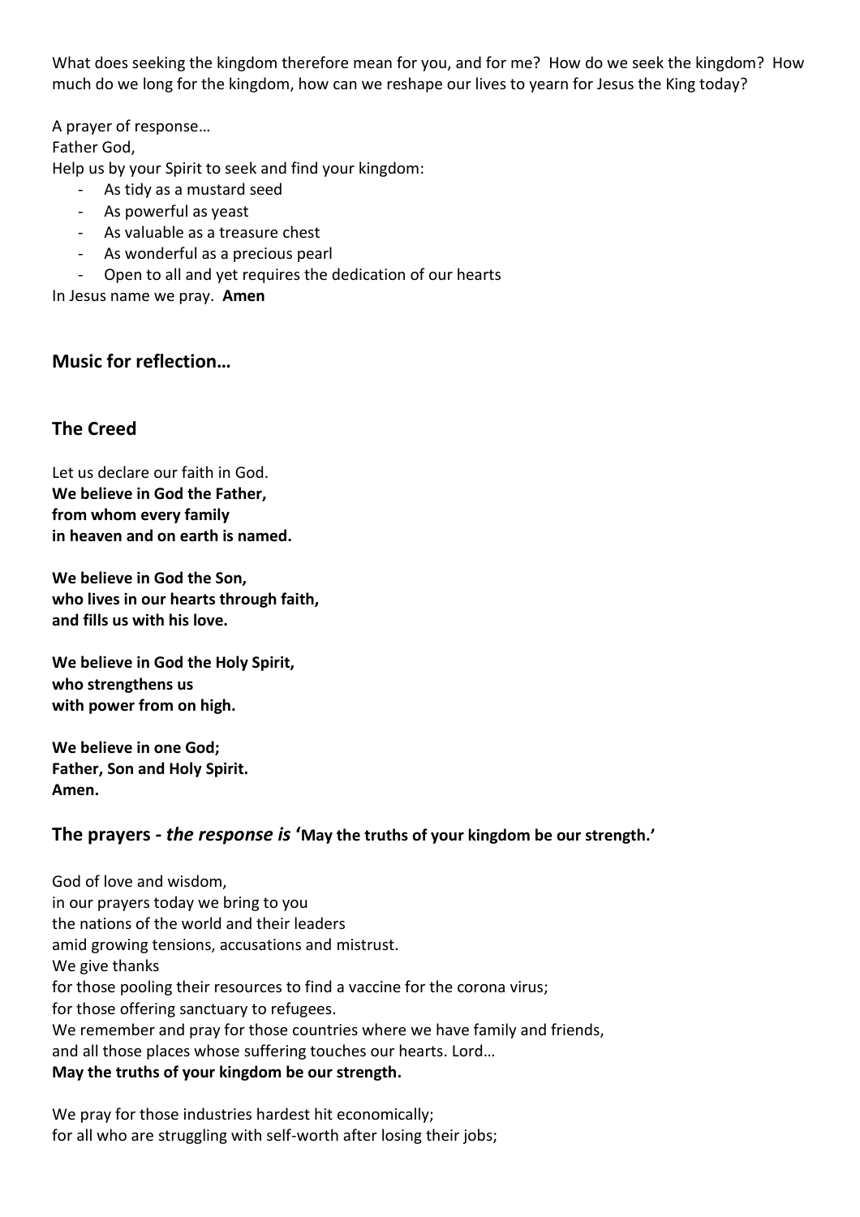What does seeking the kingdom therefore mean for you, and for me? How do we seek the kingdom? How much do we long for the kingdom, how can we reshape our lives to yearn for Jesus the King today?

A prayer of response…
Father God,
Help us by your Spirit to seek and find your kingdom:

- As tidy as a mustard seed
- As powerful as yeast
- As valuable as a treasure chest
- As wonderful as a precious pearl
- Open to all and yet requires the dedication of our hearts

In Jesus name we pray. **Amen**

## Music for reflection…

## The Creed

Let us declare our faith in God.
**We believe in God the Father,**
**from whom every family**
**in heaven and on earth is named.**

**We believe in God the Son,**
**who lives in our hearts through faith,**
**and fills us with his love.**

**We believe in God the Holy Spirit,**
**who strengthens us**
**with power from on high.**

**We believe in one God;**
**Father, Son and Holy Spirit.**
**Amen.**

## The prayers - *the response is* 'May the truths of your kingdom be our strength.'

God of love and wisdom,
in our prayers today we bring to you
the nations of the world and their leaders
amid growing tensions, accusations and mistrust.
We give thanks
for those pooling their resources to find a vaccine for the corona virus;
for those offering sanctuary to refugees.
We remember and pray for those countries where we have family and friends,
and all those places whose suffering touches our hearts. Lord…
**May the truths of your kingdom be our strength.**

We pray for those industries hardest hit economically;
for all who are struggling with self-worth after losing their jobs;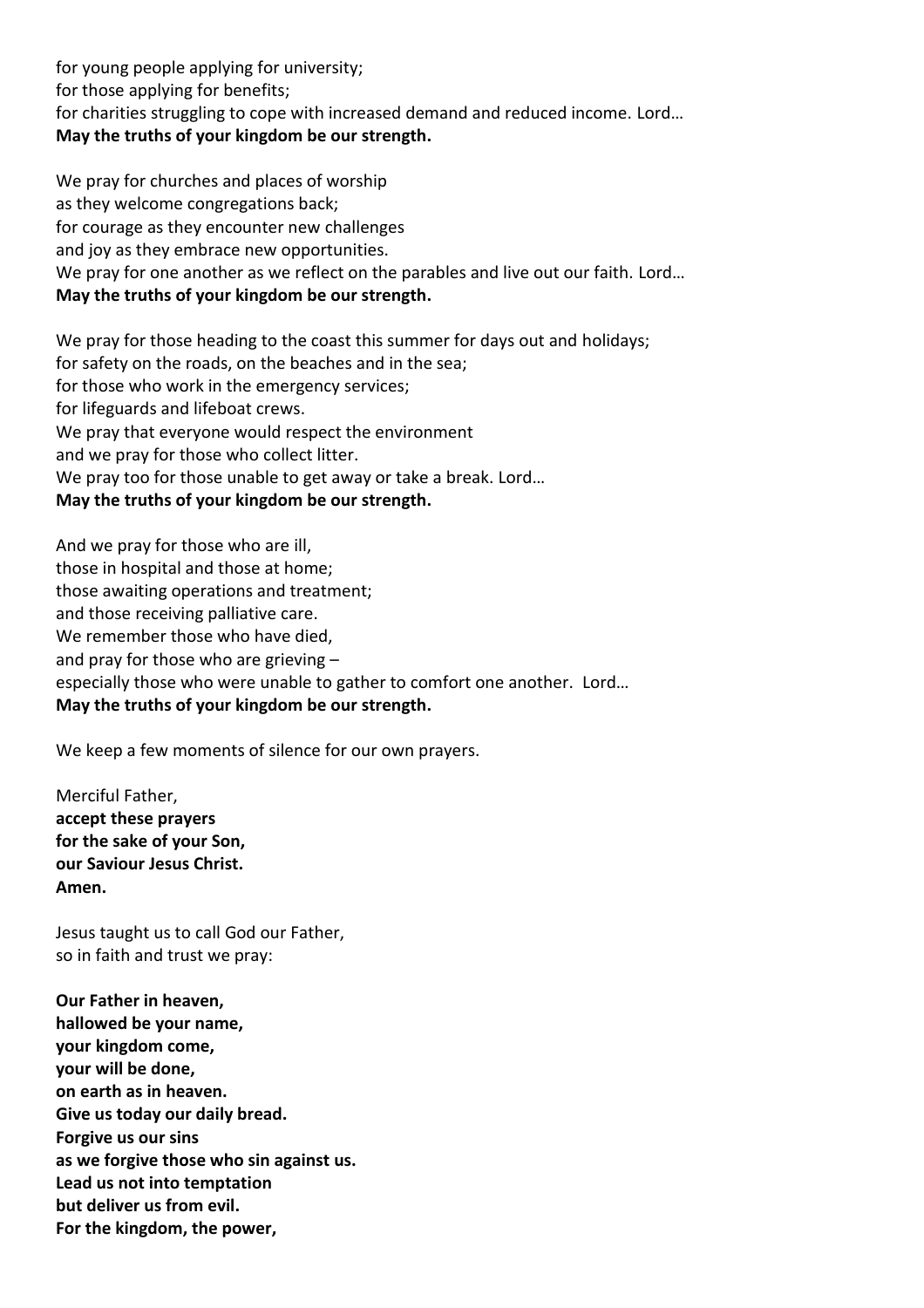for young people applying for university;  
for those applying for benefits;  
for charities struggling to cope with increased demand and reduced income. Lord…  
**May the truths of your kingdom be our strength.**

We pray for churches and places of worship  
as they welcome congregations back;  
for courage as they encounter new challenges  
and joy as they embrace new opportunities.  
We pray for one another as we reflect on the parables and live out our faith. Lord…  
**May the truths of your kingdom be our strength.**

We pray for those heading to the coast this summer for days out and holidays;  
for safety on the roads, on the beaches and in the sea;  
for those who work in the emergency services;  
for lifeguards and lifeboat crews.  
We pray that everyone would respect the environment  
and we pray for those who collect litter.  
We pray too for those unable to get away or take a break. Lord…  
**May the truths of your kingdom be our strength.**

And we pray for those who are ill,  
those in hospital and those at home;  
those awaiting operations and treatment;  
and those receiving palliative care.  
We remember those who have died,  
and pray for those who are grieving –  
especially those who were unable to gather to comfort one another. Lord…  
**May the truths of your kingdom be our strength.**

We keep a few moments of silence for our own prayers.

Merciful Father,  
**accept these prayers**  
**for the sake of your Son,**  
**our Saviour Jesus Christ.**  
**Amen.**

Jesus taught us to call God our Father,  
so in faith and trust we pray:

**Our Father in heaven,**  
**hallowed be your name,**  
**your kingdom come,**  
**your will be done,**  
**on earth as in heaven.**  
**Give us today our daily bread.**  
**Forgive us our sins**  
**as we forgive those who sin against us.**  
**Lead us not into temptation**  
**but deliver us from evil.**  
**For the kingdom, the power,**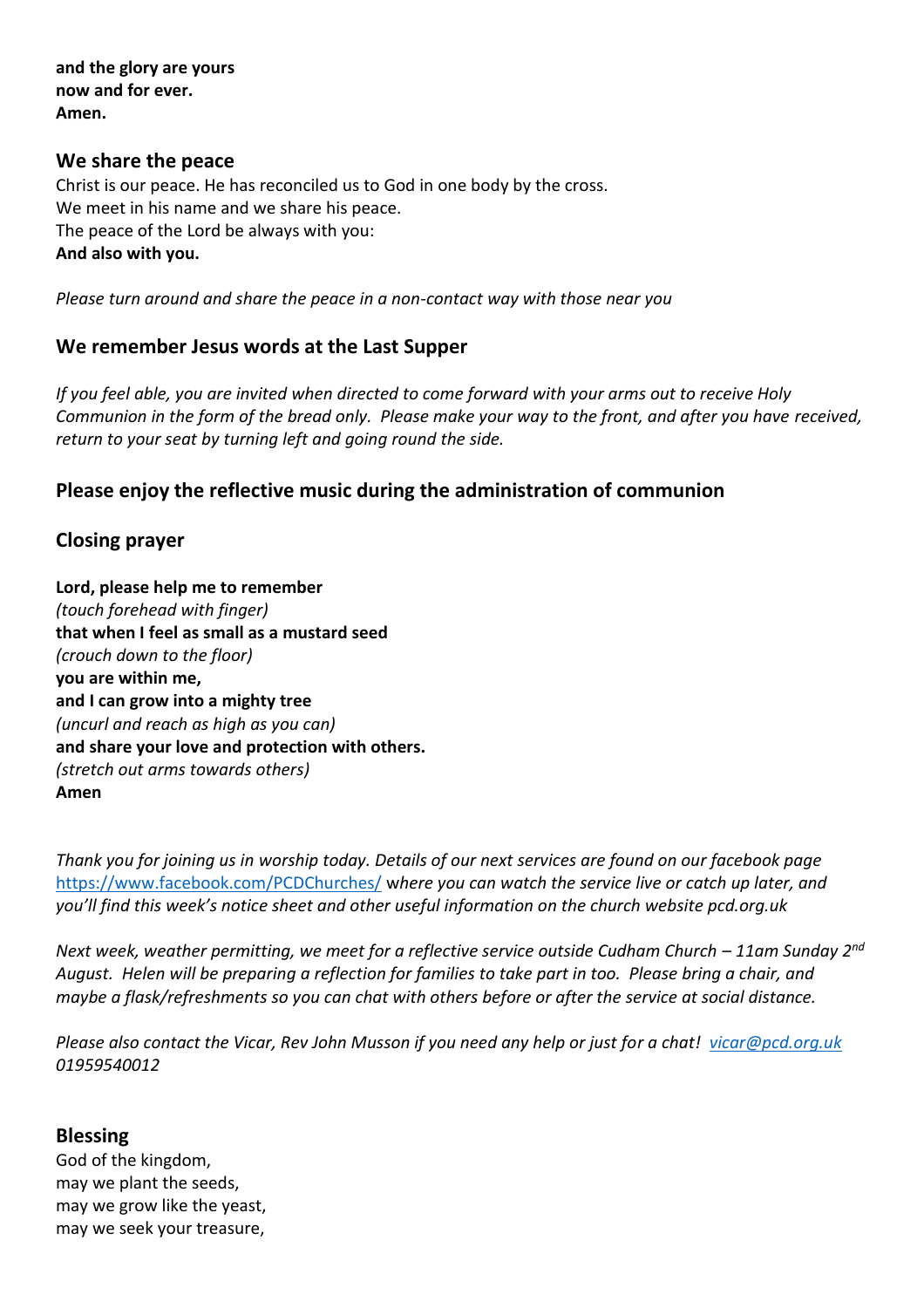**and the glory are yours**
**now and for ever.**
**Amen.**

## We share the peace

Christ is our peace. He has reconciled us to God in one body by the cross.
We meet in his name and we share his peace.
The peace of the Lord be always with you:
**And also with you.**

*Please turn around and share the peace in a non-contact way with those near you*

## We remember Jesus words at the Last Supper

*If you feel able, you are invited when directed to come forward with your arms out to receive Holy Communion in the form of the bread only. Please make your way to the front, and after you have received, return to your seat by turning left and going round the side.*

## Please enjoy the reflective music during the administration of communion

## Closing prayer

**Lord, please help me to remember**
*(touch forehead with finger)*
**that when I feel as small as a mustard seed**
*(crouch down to the floor)*
**you are within me,**
**and I can grow into a mighty tree**
*(uncurl and reach as high as you can)*
**and share your love and protection with others.**
*(stretch out arms towards others)*
**Amen**

*Thank you for joining us in worship today. Details of our next services are found on our facebook page* [https://www.facebook.com/PCDChurches/](https://www.facebook.com/PCDChurches/) *where you can watch the service live or catch up later, and you'll find this week's notice sheet and other useful information on the church website pcd.org.uk*

*Next week, weather permitting, we meet for a reflective service outside Cudham Church – 11am Sunday 2nd August. Helen will be preparing a reflection for families to take part in too. Please bring a chair, and maybe a flask/refreshments so you can chat with others before or after the service at social distance.*

*Please also contact the Vicar, Rev John Musson if you need any help or just for a chat!* [vicar@pcd.org.uk](mailto:vicar@pcd.org.uk) *01959540012*

## Blessing

God of the kingdom,
may we plant the seeds,
may we grow like the yeast,
may we seek your treasure,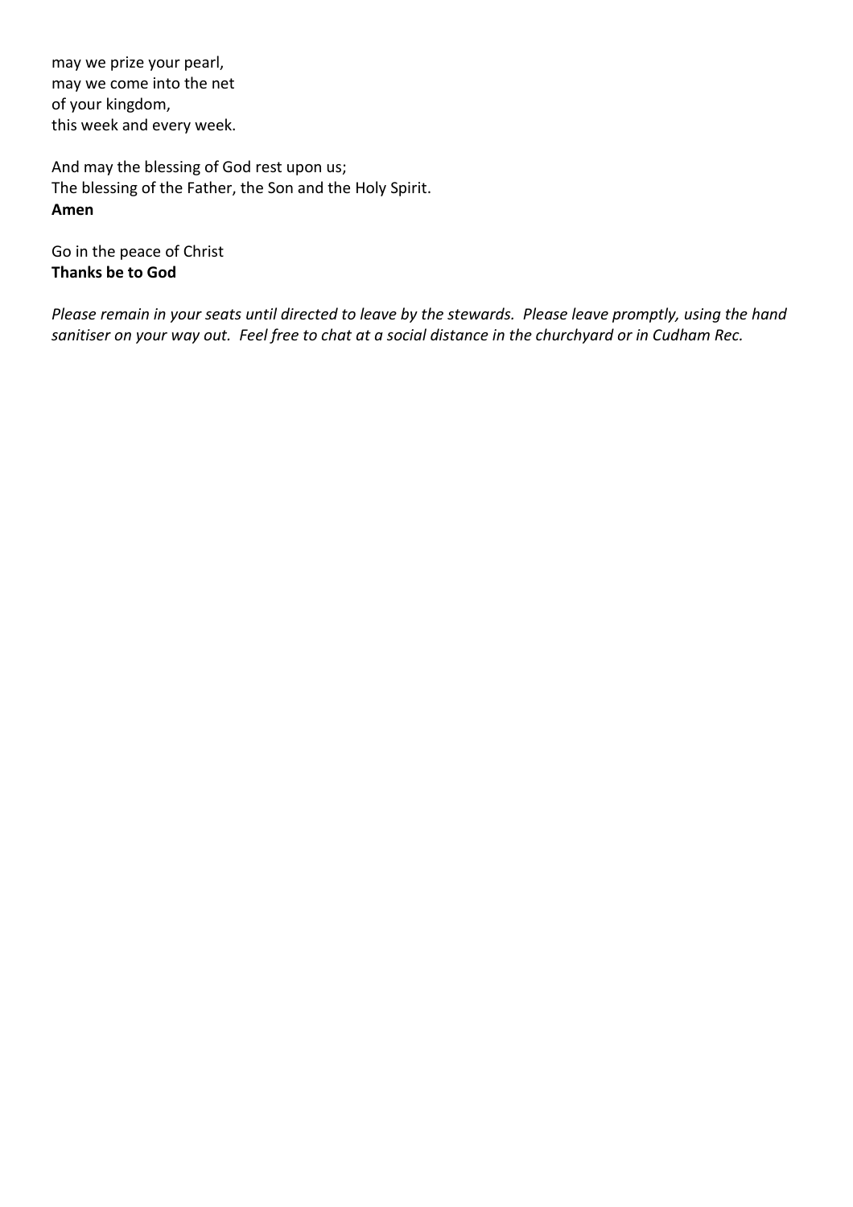may we prize your pearl,
may we come into the net
of your kingdom,
this week and every week.

And may the blessing of God rest upon us;
The blessing of the Father, the Son and the Holy Spirit.
**Amen**

Go in the peace of Christ
**Thanks be to God**

*Please remain in your seats until directed to leave by the stewards. Please leave promptly, using the hand sanitiser on your way out. Feel free to chat at a social distance in the churchyard or in Cudham Rec.*